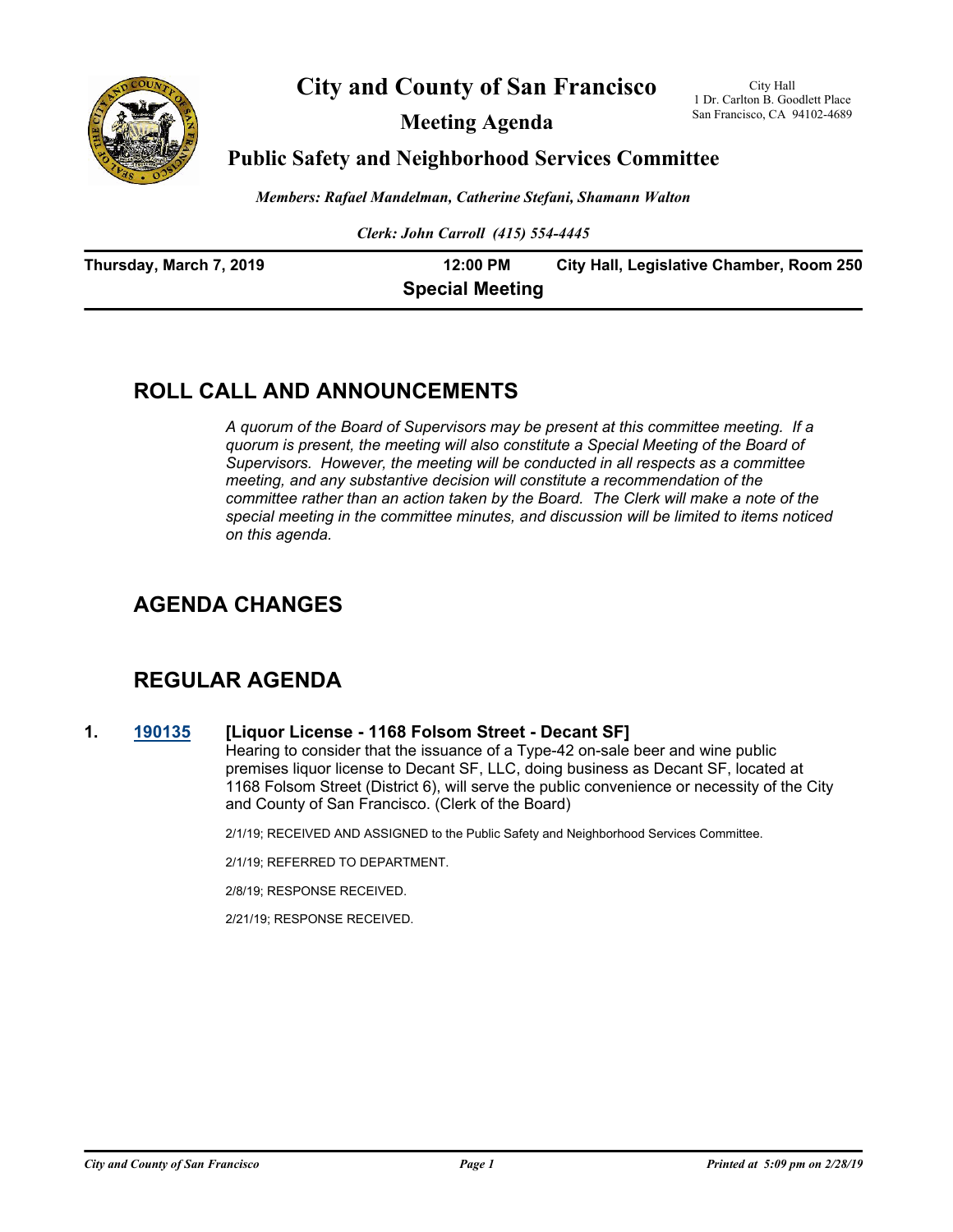# City and County of San Francisco

City Hall
1 Dr. Carlton B. Goodlett Place
San Francisco, CA 94102-4689

## Meeting Agenda

## Public Safety and Neighborhood Services Committee

*Members: Rafael Mandelman, Catherine Stefani, Shamann Walton*

*Clerk: John Carroll (415) 554-4445*

**Thursday, March 7, 2019** **12:00 PM** **City Hall, Legislative Chamber, Room 250**

**Special Meeting**

## ROLL CALL AND ANNOUNCEMENTS

*A quorum of the Board of Supervisors may be present at this committee meeting. If a quorum is present, the meeting will also constitute a Special Meeting of the Board of Supervisors. However, the meeting will be conducted in all respects as a committee meeting, and any substantive decision will constitute a recommendation of the committee rather than an action taken by the Board. The Clerk will make a note of the special meeting in the committee minutes, and discussion will be limited to items noticed on this agenda.*

## AGENDA CHANGES

## REGULAR AGENDA

**1. 190135 [Liquor License - 1168 Folsom Street - Decant SF]**

Hearing to consider that the issuance of a Type-42 on-sale beer and wine public premises liquor license to Decant SF, LLC, doing business as Decant SF, located at 1168 Folsom Street (District 6), will serve the public convenience or necessity of the City and County of San Francisco. (Clerk of the Board)

2/1/19; RECEIVED AND ASSIGNED to the Public Safety and Neighborhood Services Committee.

2/1/19; REFERRED TO DEPARTMENT.

2/8/19; RESPONSE RECEIVED.

2/21/19; RESPONSE RECEIVED.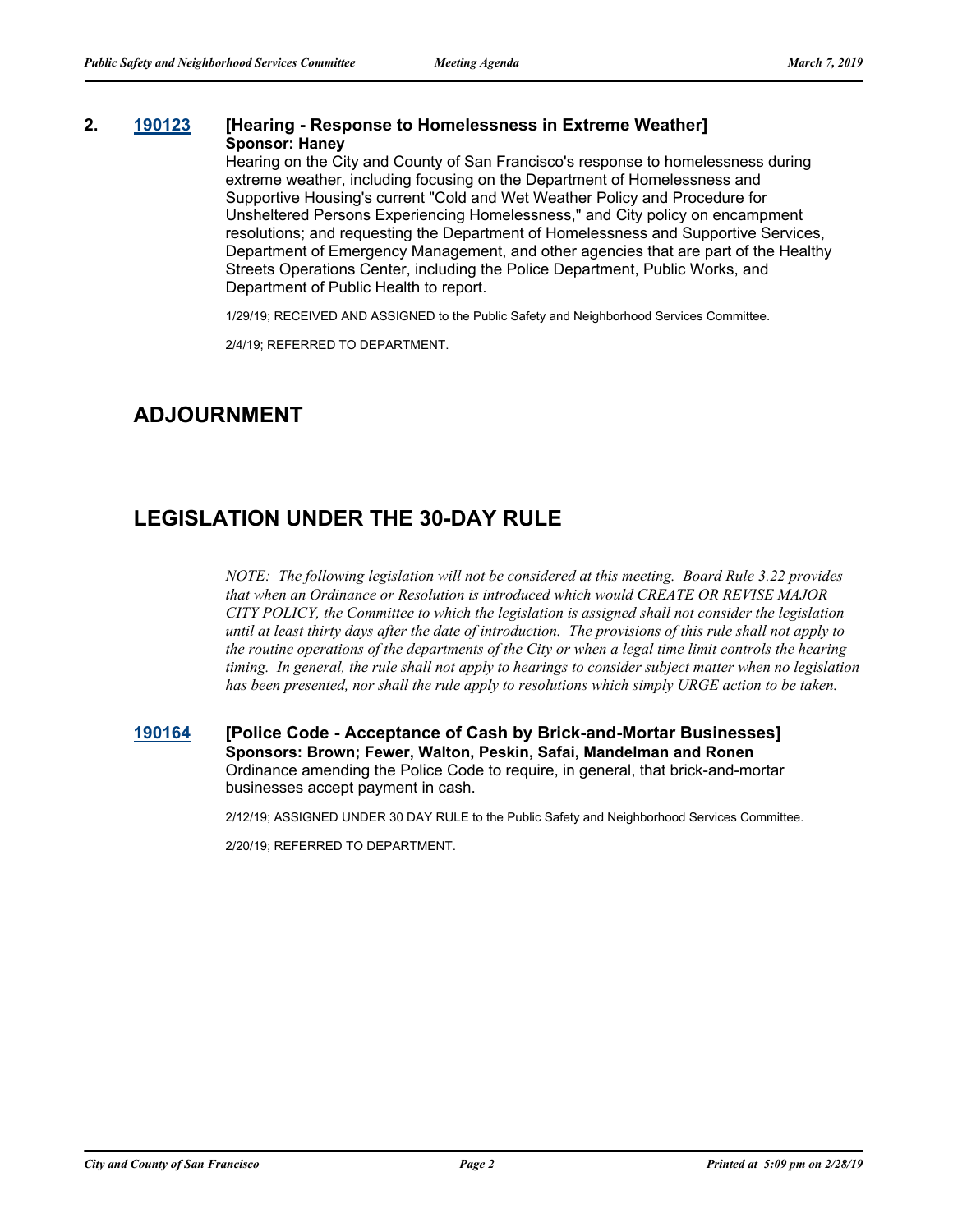**2. 190123 [Hearing - Response to Homelessness in Extreme Weather]**
**Sponsor: Haney**

Hearing on the City and County of San Francisco's response to homelessness during extreme weather, including focusing on the Department of Homelessness and Supportive Housing's current "Cold and Wet Weather Policy and Procedure for Unsheltered Persons Experiencing Homelessness," and City policy on encampment resolutions; and requesting the Department of Homelessness and Supportive Services, Department of Emergency Management, and other agencies that are part of the Healthy Streets Operations Center, including the Police Department, Public Works, and Department of Public Health to report.

1/29/19; RECEIVED AND ASSIGNED to the Public Safety and Neighborhood Services Committee.

2/4/19; REFERRED TO DEPARTMENT.

## ADJOURNMENT

## LEGISLATION UNDER THE 30-DAY RULE

*NOTE: The following legislation will not be considered at this meeting. Board Rule 3.22 provides that when an Ordinance or Resolution is introduced which would CREATE OR REVISE MAJOR CITY POLICY, the Committee to which the legislation is assigned shall not consider the legislation until at least thirty days after the date of introduction. The provisions of this rule shall not apply to the routine operations of the departments of the City or when a legal time limit controls the hearing timing. In general, the rule shall not apply to hearings to consider subject matter when no legislation has been presented, nor shall the rule apply to resolutions which simply URGE action to be taken.*

**190164 [Police Code - Acceptance of Cash by Brick-and-Mortar Businesses]**
**Sponsors: Brown; Fewer, Walton, Peskin, Safai, Mandelman and Ronen**

Ordinance amending the Police Code to require, in general, that brick-and-mortar businesses accept payment in cash.

2/12/19; ASSIGNED UNDER 30 DAY RULE to the Public Safety and Neighborhood Services Committee.

2/20/19; REFERRED TO DEPARTMENT.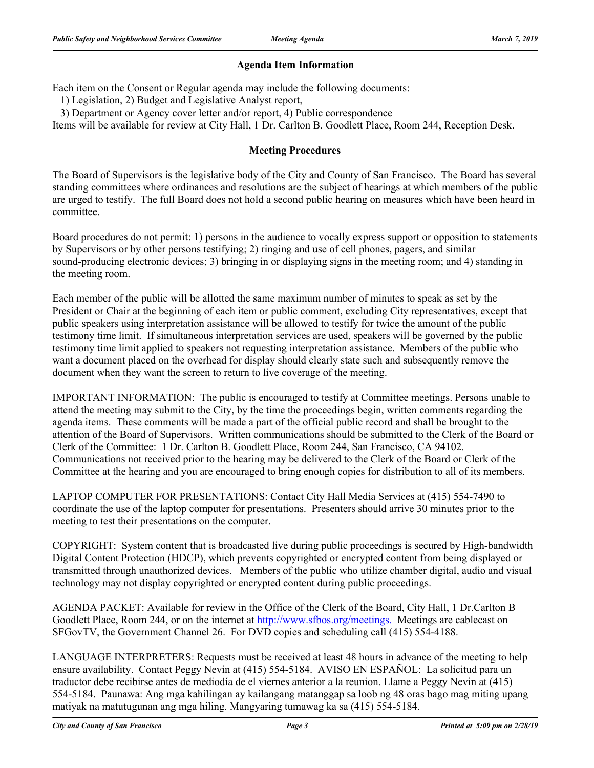## Agenda Item Information

Each item on the Consent or Regular agenda may include the following documents:

1) Legislation, 2) Budget and Legislative Analyst report,

3) Department or Agency cover letter and/or report, 4) Public correspondence

Items will be available for review at City Hall, 1 Dr. Carlton B. Goodlett Place, Room 244, Reception Desk.

## Meeting Procedures

The Board of Supervisors is the legislative body of the City and County of San Francisco. The Board has several standing committees where ordinances and resolutions are the subject of hearings at which members of the public are urged to testify. The full Board does not hold a second public hearing on measures which have been heard in committee.

Board procedures do not permit: 1) persons in the audience to vocally express support or opposition to statements by Supervisors or by other persons testifying; 2) ringing and use of cell phones, pagers, and similar sound-producing electronic devices; 3) bringing in or displaying signs in the meeting room; and 4) standing in the meeting room.

Each member of the public will be allotted the same maximum number of minutes to speak as set by the President or Chair at the beginning of each item or public comment, excluding City representatives, except that public speakers using interpretation assistance will be allowed to testify for twice the amount of the public testimony time limit. If simultaneous interpretation services are used, speakers will be governed by the public testimony time limit applied to speakers not requesting interpretation assistance. Members of the public who want a document placed on the overhead for display should clearly state such and subsequently remove the document when they want the screen to return to live coverage of the meeting.

IMPORTANT INFORMATION: The public is encouraged to testify at Committee meetings. Persons unable to attend the meeting may submit to the City, by the time the proceedings begin, written comments regarding the agenda items. These comments will be made a part of the official public record and shall be brought to the attention of the Board of Supervisors. Written communications should be submitted to the Clerk of the Board or Clerk of the Committee: 1 Dr. Carlton B. Goodlett Place, Room 244, San Francisco, CA 94102. Communications not received prior to the hearing may be delivered to the Clerk of the Board or Clerk of the Committee at the hearing and you are encouraged to bring enough copies for distribution to all of its members.

LAPTOP COMPUTER FOR PRESENTATIONS: Contact City Hall Media Services at (415) 554-7490 to coordinate the use of the laptop computer for presentations. Presenters should arrive 30 minutes prior to the meeting to test their presentations on the computer.

COPYRIGHT: System content that is broadcasted live during public proceedings is secured by High-bandwidth Digital Content Protection (HDCP), which prevents copyrighted or encrypted content from being displayed or transmitted through unauthorized devices. Members of the public who utilize chamber digital, audio and visual technology may not display copyrighted or encrypted content during public proceedings.

AGENDA PACKET: Available for review in the Office of the Clerk of the Board, City Hall, 1 Dr.Carlton B Goodlett Place, Room 244, or on the internet at http://www.sfbos.org/meetings. Meetings are cablecast on SFGovTV, the Government Channel 26. For DVD copies and scheduling call (415) 554-4188.

LANGUAGE INTERPRETERS: Requests must be received at least 48 hours in advance of the meeting to help ensure availability. Contact Peggy Nevin at (415) 554-5184. AVISO EN ESPAÑOL: La solicitud para un traductor debe recibirse antes de mediodía de el viernes anterior a la reunion. Llame a Peggy Nevin at (415) 554-5184. Paunawa: Ang mga kahilingan ay kailangang matanggap sa loob ng 48 oras bago mag miting upang matiyak na matutugunan ang mga hiling. Mangyaring tumawag ka sa (415) 554-5184.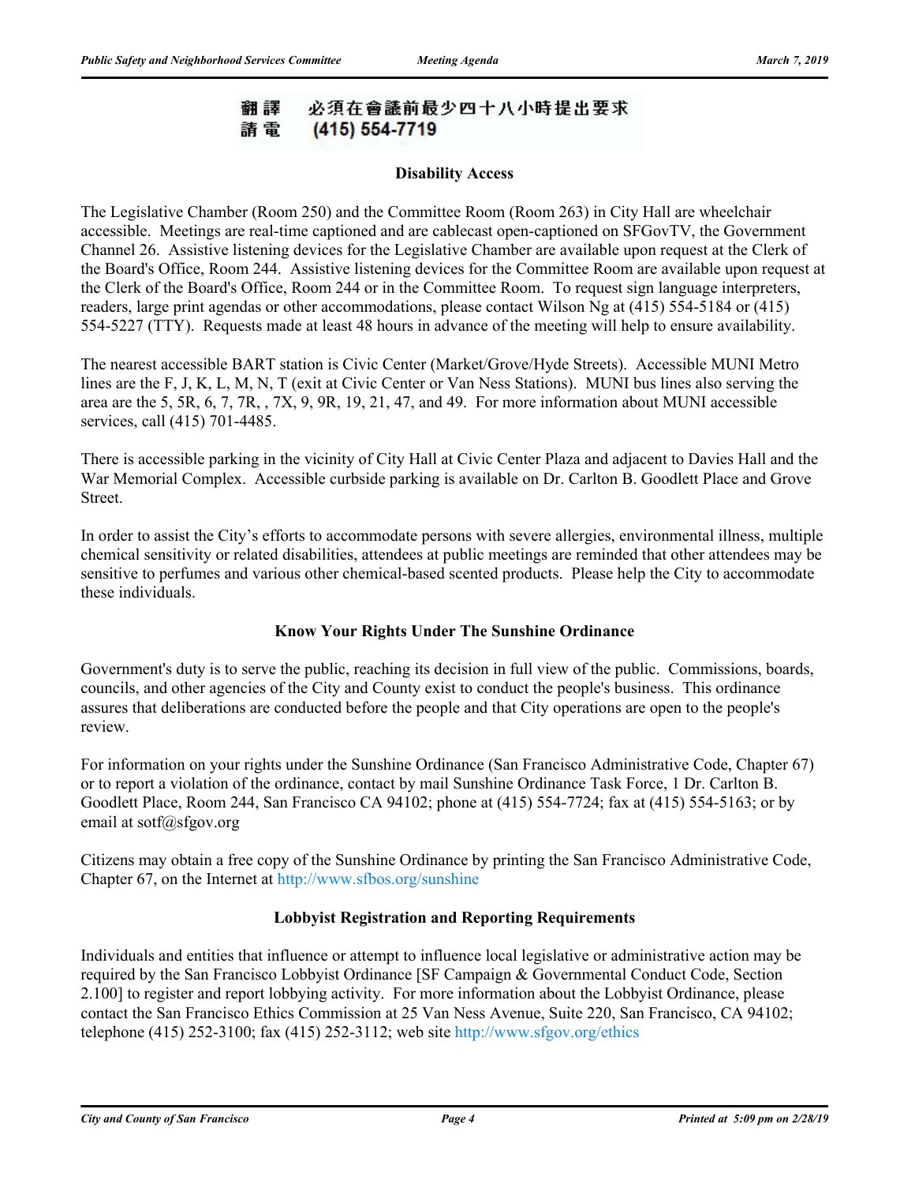翻譯　必須在會議前最少四十八小時提出要求
請電　(415) 554-7719

## Disability Access

The Legislative Chamber (Room 250) and the Committee Room (Room 263) in City Hall are wheelchair accessible. Meetings are real-time captioned and are cablecast open-captioned on SFGovTV, the Government Channel 26. Assistive listening devices for the Legislative Chamber are available upon request at the Clerk of the Board's Office, Room 244. Assistive listening devices for the Committee Room are available upon request at the Clerk of the Board's Office, Room 244 or in the Committee Room. To request sign language interpreters, readers, large print agendas or other accommodations, please contact Wilson Ng at (415) 554-5184 or (415) 554-5227 (TTY). Requests made at least 48 hours in advance of the meeting will help to ensure availability.

The nearest accessible BART station is Civic Center (Market/Grove/Hyde Streets). Accessible MUNI Metro lines are the F, J, K, L, M, N, T (exit at Civic Center or Van Ness Stations). MUNI bus lines also serving the area are the 5, 5R, 6, 7, 7R, , 7X, 9, 9R, 19, 21, 47, and 49. For more information about MUNI accessible services, call (415) 701-4485.

There is accessible parking in the vicinity of City Hall at Civic Center Plaza and adjacent to Davies Hall and the War Memorial Complex. Accessible curbside parking is available on Dr. Carlton B. Goodlett Place and Grove Street.

In order to assist the City's efforts to accommodate persons with severe allergies, environmental illness, multiple chemical sensitivity or related disabilities, attendees at public meetings are reminded that other attendees may be sensitive to perfumes and various other chemical-based scented products. Please help the City to accommodate these individuals.

## Know Your Rights Under The Sunshine Ordinance

Government's duty is to serve the public, reaching its decision in full view of the public. Commissions, boards, councils, and other agencies of the City and County exist to conduct the people's business. This ordinance assures that deliberations are conducted before the people and that City operations are open to the people's review.

For information on your rights under the Sunshine Ordinance (San Francisco Administrative Code, Chapter 67) or to report a violation of the ordinance, contact by mail Sunshine Ordinance Task Force, 1 Dr. Carlton B. Goodlett Place, Room 244, San Francisco CA 94102; phone at (415) 554-7724; fax at (415) 554-5163; or by email at sotf@sfgov.org

Citizens may obtain a free copy of the Sunshine Ordinance by printing the San Francisco Administrative Code, Chapter 67, on the Internet at http://www.sfbos.org/sunshine

## Lobbyist Registration and Reporting Requirements

Individuals and entities that influence or attempt to influence local legislative or administrative action may be required by the San Francisco Lobbyist Ordinance [SF Campaign & Governmental Conduct Code, Section 2.100] to register and report lobbying activity. For more information about the Lobbyist Ordinance, please contact the San Francisco Ethics Commission at 25 Van Ness Avenue, Suite 220, San Francisco, CA 94102; telephone (415) 252-3100; fax (415) 252-3112; web site http://www.sfgov.org/ethics